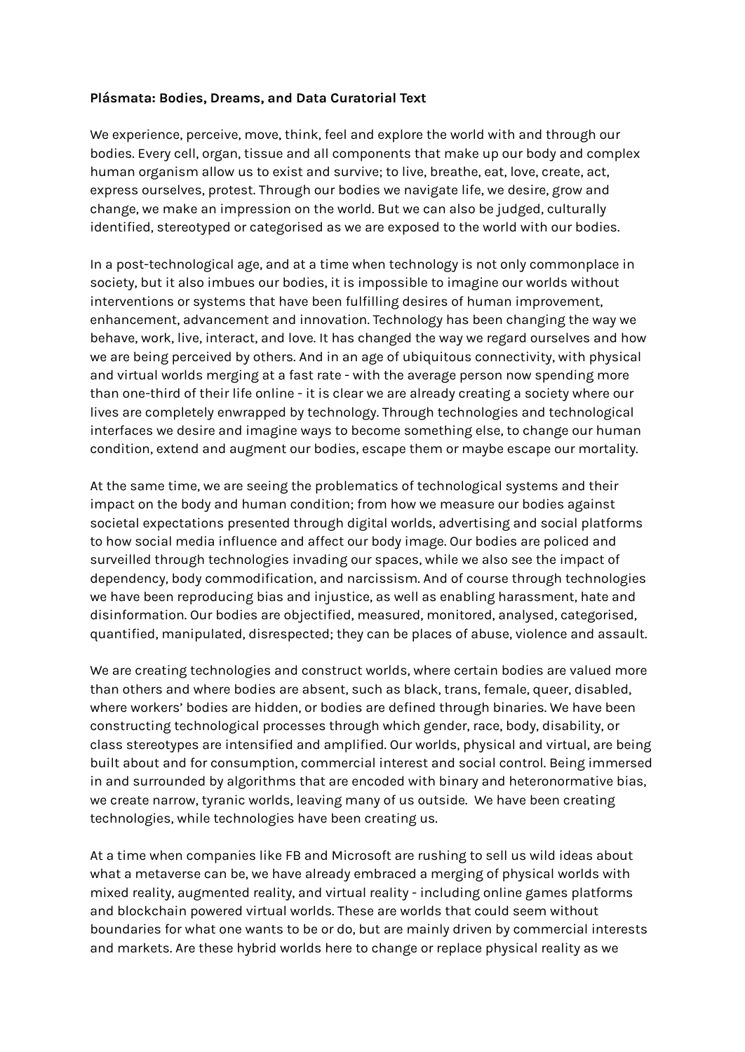**Plásmata: Bodies, Dreams, and Data Curatorial Text**

We experience, perceive, move, think, feel and explore the world with and through our bodies. Every cell, organ, tissue and all components that make up our body and complex human organism allow us to exist and survive; to live, breathe, eat, love, create, act, express ourselves, protest. Through our bodies we navigate life, we desire, grow and change, we make an impression on the world. But we can also be judged, culturally identified, stereotyped or categorised as we are exposed to the world with our bodies.

In a post-technological age, and at a time when technology is not only commonplace in society, but it also imbues our bodies, it is impossible to imagine our worlds without interventions or systems that have been fulfilling desires of human improvement, enhancement, advancement and innovation. Technology has been changing the way we behave, work, live, interact, and love. It has changed the way we regard ourselves and how we are being perceived by others. And in an age of ubiquitous connectivity, with physical and virtual worlds merging at a fast rate - with the average person now spending more than one-third of their life online - it is clear we are already creating a society where our lives are completely enwrapped by technology. Through technologies and technological interfaces we desire and imagine ways to become something else, to change our human condition, extend and augment our bodies, escape them or maybe escape our mortality.

At the same time, we are seeing the problematics of technological systems and their impact on the body and human condition; from how we measure our bodies against societal expectations presented through digital worlds, advertising and social platforms to how social media influence and affect our body image. Our bodies are policed and surveilled through technologies invading our spaces, while we also see the impact of dependency, body commodification, and narcissism. And of course through technologies we have been reproducing bias and injustice, as well as enabling harassment, hate and disinformation. Our bodies are objectified, measured, monitored, analysed, categorised, quantified, manipulated, disrespected; they can be places of abuse, violence and assault.

We are creating technologies and construct worlds, where certain bodies are valued more than others and where bodies are absent, such as black, trans, female, queer, disabled, where workers' bodies are hidden, or bodies are defined through binaries. We have been constructing technological processes through which gender, race, body, disability, or class stereotypes are intensified and amplified. Our worlds, physical and virtual, are being built about and for consumption, commercial interest and social control. Being immersed in and surrounded by algorithms that are encoded with binary and heteronormative bias, we create narrow, tyranic worlds, leaving many of us outside. We have been creating technologies, while technologies have been creating us.

At a time when companies like FB and Microsoft are rushing to sell us wild ideas about what a metaverse can be, we have already embraced a merging of physical worlds with mixed reality, augmented reality, and virtual reality - including online games platforms and blockchain powered virtual worlds. These are worlds that could seem without boundaries for what one wants to be or do, but are mainly driven by commercial interests and markets. Are these hybrid worlds here to change or replace physical reality as we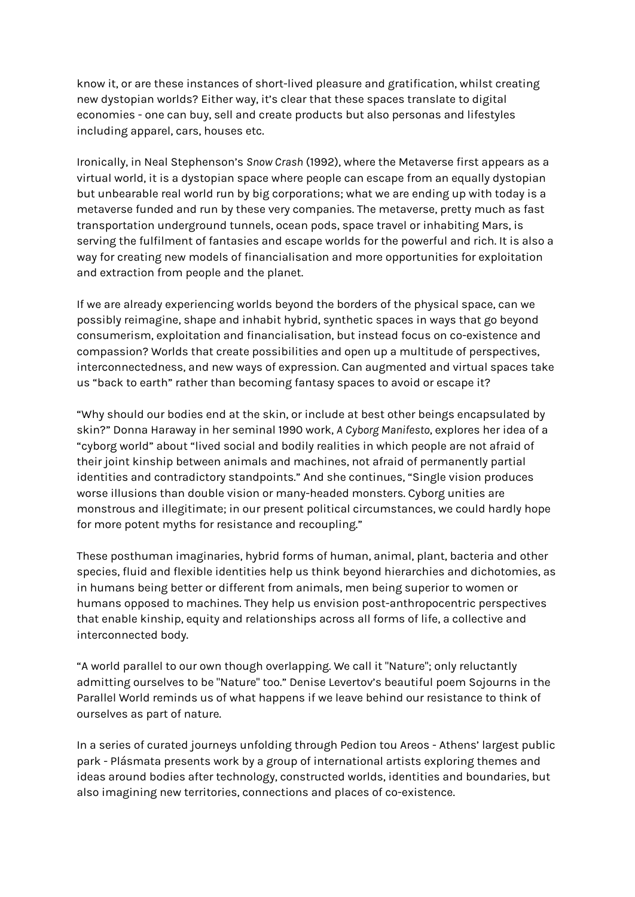know it, or are these instances of short-lived pleasure and gratification, whilst creating new dystopian worlds? Either way, it's clear that these spaces translate to digital economies - one can buy, sell and create products but also personas and lifestyles including apparel, cars, houses etc.

Ironically, in Neal Stephenson's *Snow Crash* (1992), where the Metaverse first appears as a virtual world, it is a dystopian space where people can escape from an equally dystopian but unbearable real world run by big corporations; what we are ending up with today is a metaverse funded and run by these very companies. The metaverse, pretty much as fast transportation underground tunnels, ocean pods, space travel or inhabiting Mars, is serving the fulfilment of fantasies and escape worlds for the powerful and rich. It is also a way for creating new models of financialisation and more opportunities for exploitation and extraction from people and the planet.

If we are already experiencing worlds beyond the borders of the physical space, can we possibly reimagine, shape and inhabit hybrid, synthetic spaces in ways that go beyond consumerism, exploitation and financialisation, but instead focus on co-existence and compassion? Worlds that create possibilities and open up a multitude of perspectives, interconnectedness, and new ways of expression. Can augmented and virtual spaces take us "back to earth" rather than becoming fantasy spaces to avoid or escape it?

"Why should our bodies end at the skin, or include at best other beings encapsulated by skin?" Donna Haraway in her seminal 1990 work, *A Cyborg Manifesto*, explores her idea of a "cyborg world" about "lived social and bodily realities in which people are not afraid of their joint kinship between animals and machines, not afraid of permanently partial identities and contradictory standpoints." And she continues, "Single vision produces worse illusions than double vision or many-headed monsters. Cyborg unities are monstrous and illegitimate; in our present political circumstances, we could hardly hope for more potent myths for resistance and recoupling."

These posthuman imaginaries, hybrid forms of human, animal, plant, bacteria and other species, fluid and flexible identities help us think beyond hierarchies and dichotomies, as in humans being better or different from animals, men being superior to women or humans opposed to machines. They help us envision post-anthropocentric perspectives that enable kinship, equity and relationships across all forms of life, a collective and interconnected body.

"A world parallel to our own though overlapping. We call it "Nature"; only reluctantly admitting ourselves to be "Nature" too." Denise Levertov's beautiful poem Sojourns in the Parallel World reminds us of what happens if we leave behind our resistance to think of ourselves as part of nature.

In a series of curated journeys unfolding through Pedion tou Areos - Athens' largest public park - Plásmata presents work by a group of international artists exploring themes and ideas around bodies after technology, constructed worlds, identities and boundaries, but also imagining new territories, connections and places of co-existence.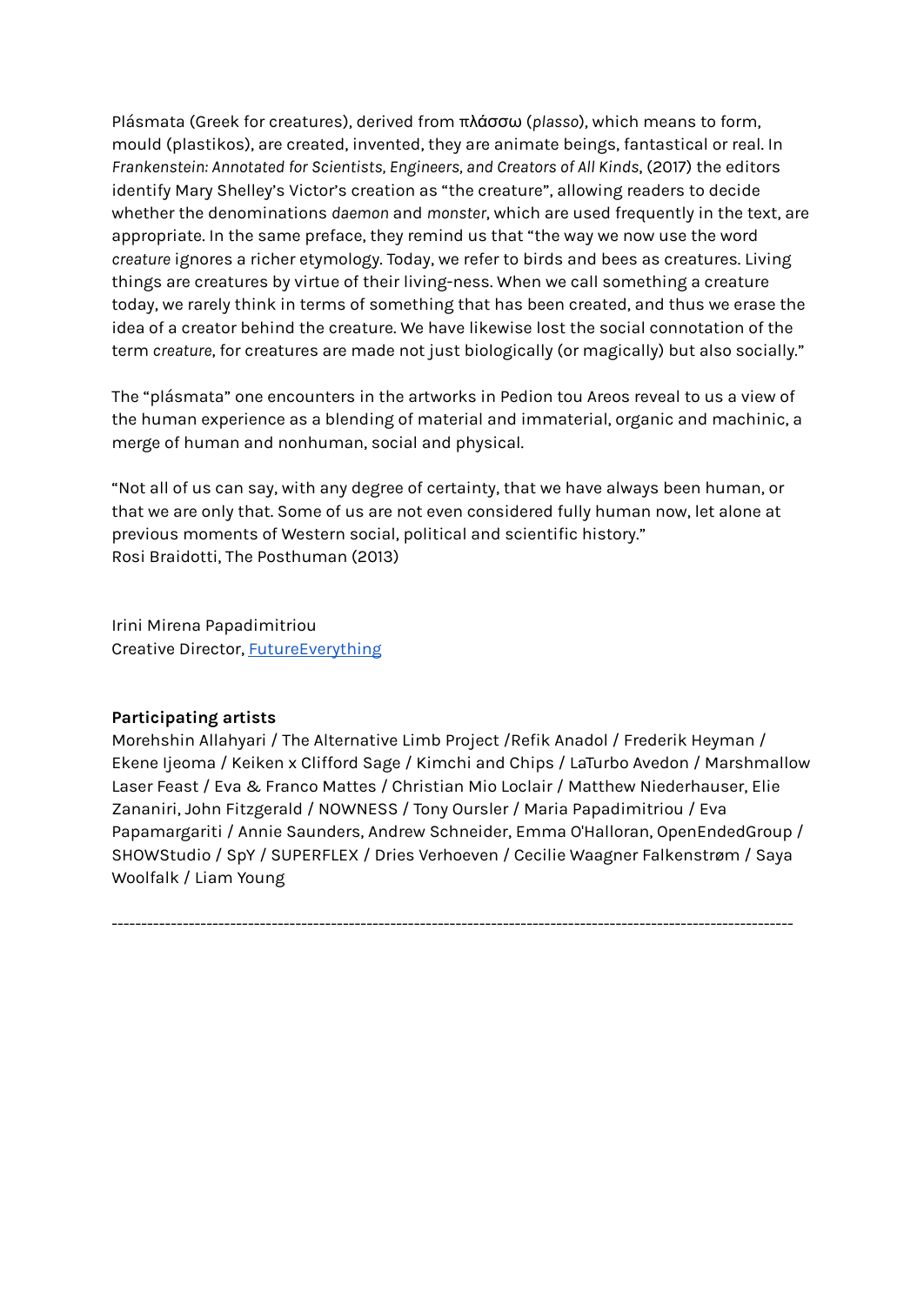Plásmata (Greek for creatures), derived from πλάσσω (*plasso*), which means to form, mould (plastikos), are created, invented, they are animate beings, fantastical or real. In *Frankenstein: Annotated for Scientists, Engineers, and Creators of All Kinds*, (2017) the editors identify Mary Shelley's Victor's creation as "the creature", allowing readers to decide whether the denominations *daemon* and *monster*, which are used frequently in the text, are appropriate. In the same preface, they remind us that "the way we now use the word *creature* ignores a richer etymology. Today, we refer to birds and bees as creatures. Living things are creatures by virtue of their living-ness. When we call something a creature today, we rarely think in terms of something that has been created, and thus we erase the idea of a creator behind the creature. We have likewise lost the social connotation of the term *creature*, for creatures are made not just biologically (or magically) but also socially."

The "plásmata" one encounters in the artworks in Pedion tou Areos reveal to us a view of the human experience as a blending of material and immaterial, organic and machinic, a merge of human and nonhuman, social and physical.

"Not all of us can say, with any degree of certainty, that we have always been human, or that we are only that. Some of us are not even considered fully human now, let alone at previous moments of Western social, political and scientific history."
Rosi Braidotti, The Posthuman (2013)

Irini Mirena Papadimitriou
Creative Director, FutureEverything

**Participating artists**
Morehshin Allahyari / The Alternative Limb Project /Refik Anadol / Frederik Heyman / Ekene Ijeoma / Keiken x Clifford Sage / Kimchi and Chips / LaTurbo Avedon / Marshmallow Laser Feast / Eva & Franco Mattes / Christian Mio Loclair / Matthew Niederhauser, Elie Zananiri, John Fitzgerald / NOWNESS / Tony Oursler / Maria Papadimitriou / Eva Papamargariti / Annie Saunders, Andrew Schneider, Emma O'Halloran, OpenEndedGroup / SHOWStudio / SpY / SUPERFLEX / Dries Verhoeven / Cecilie Waagner Falkenstrøm / Saya Woolfalk / Liam Young

---